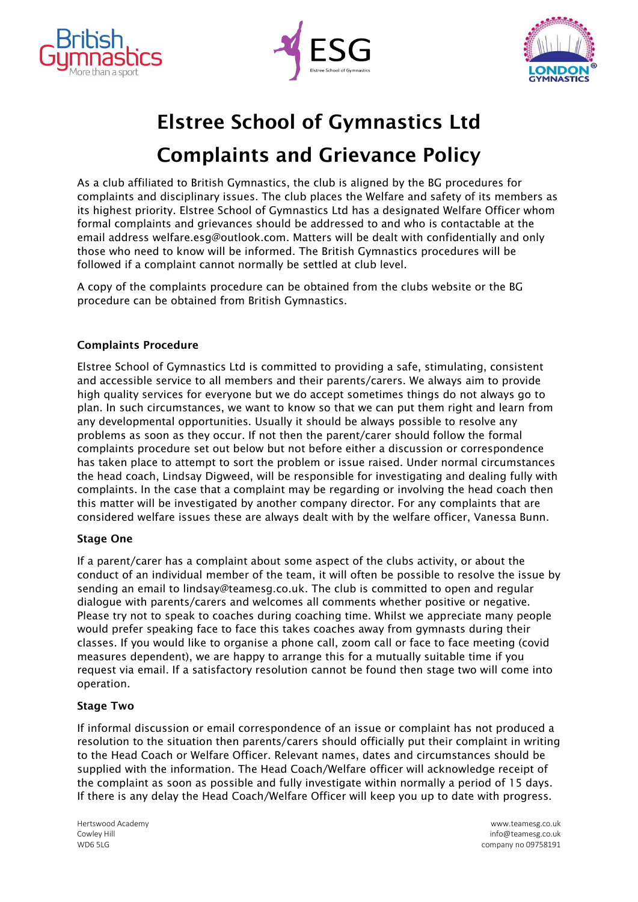# Elstree School of Gymnastics Ltd

# Complaints and Grievance Policy

As a club affiliated to British Gymnastics, the club is aligned by the BG procedures for complaints and disciplinary issues. The club places the Welfare and safety of its members as its highest priority. Elstree School of Gymnastics Ltd has a designated Welfare Officer whom formal complaints and grievances should be addressed to and who is contactable at the email address welfare.esg@outlook.com. Matters will be dealt with confidentially and only those who need to know will be informed. The British Gymnastics procedures will be followed if a complaint cannot normally be settled at club level.

A copy of the complaints procedure can be obtained from the clubs website or the BG procedure can be obtained from British Gymnastics.

### Complaints Procedure

Elstree School of Gymnastics Ltd is committed to providing a safe, stimulating, consistent and accessible service to all members and their parents/carers. We always aim to provide high quality services for everyone but we do accept sometimes things do not always go to plan. In such circumstances, we want to know so that we can put them right and learn from any developmental opportunities. Usually it should be always possible to resolve any problems as soon as they occur. If not then the parent/carer should follow the formal complaints procedure set out below but not before either a discussion or correspondence has taken place to attempt to sort the problem or issue raised. Under normal circumstances the head coach, Lindsay Digweed, will be responsible for investigating and dealing fully with complaints. In the case that a complaint may be regarding or involving the head coach then this matter will be investigated by another company director. For any complaints that are considered welfare issues these are always dealt with by the welfare officer, Vanessa Bunn.

### Stage One

If a parent/carer has a complaint about some aspect of the clubs activity, or about the conduct of an individual member of the team, it will often be possible to resolve the issue by sending an email to lindsay@teamesg.co.uk. The club is committed to open and regular dialogue with parents/carers and welcomes all comments whether positive or negative. Please try not to speak to coaches during coaching time. Whilst we appreciate many people would prefer speaking face to face this takes coaches away from gymnasts during their classes. If you would like to organise a phone call, zoom call or face to face meeting (covid measures dependent), we are happy to arrange this for a mutually suitable time if you request via email. If a satisfactory resolution cannot be found then stage two will come into operation.

### Stage Two

If informal discussion or email correspondence of an issue or complaint has not produced a resolution to the situation then parents/carers should officially put their complaint in writing to the Head Coach or Welfare Officer. Relevant names, dates and circumstances should be supplied with the information. The Head Coach/Welfare officer will acknowledge receipt of the complaint as soon as possible and fully investigate within normally a period of 15 days. If there is any delay the Head Coach/Welfare Officer will keep you up to date with progress.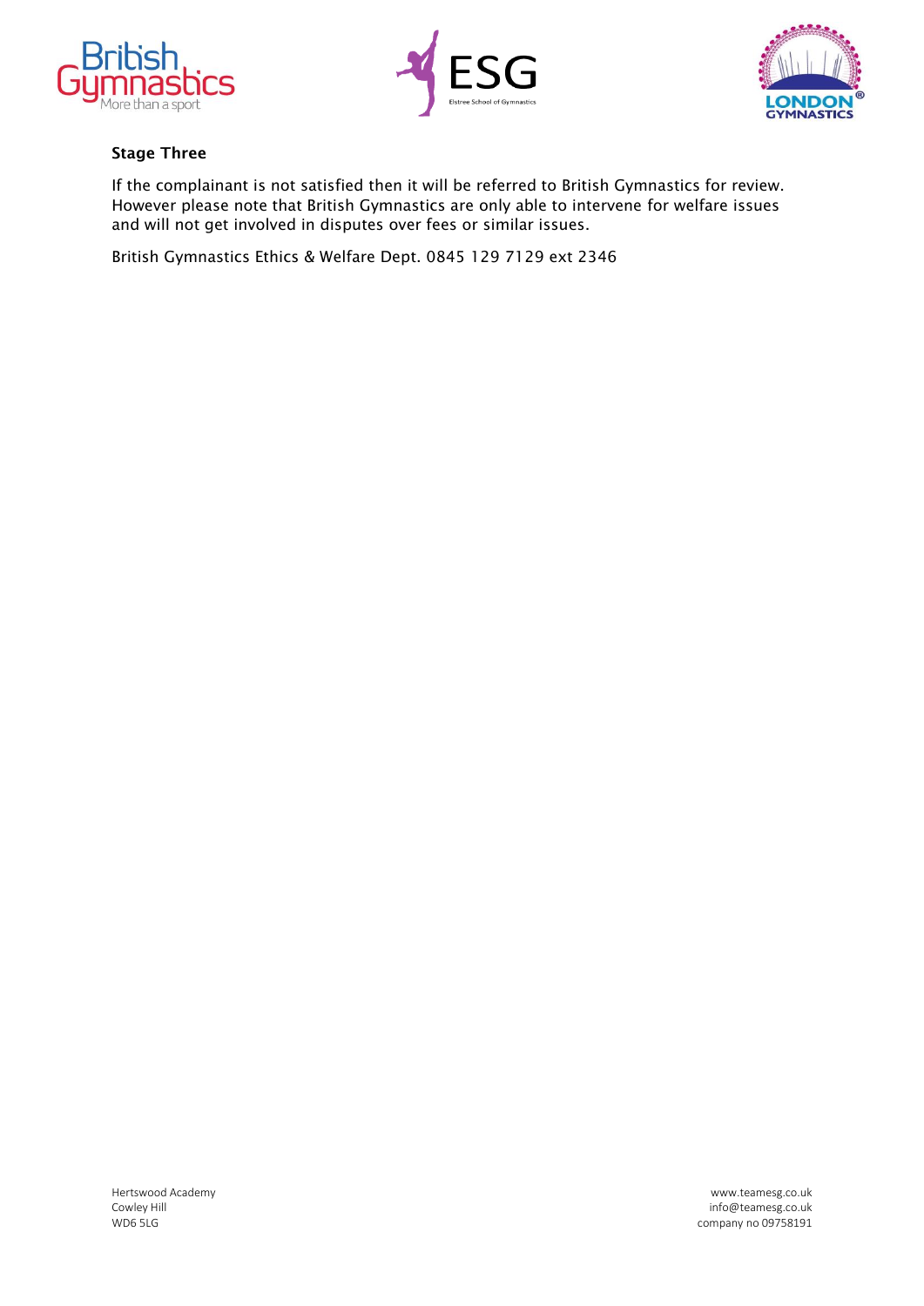**Stage Three**

If the complainant is not satisfied then it will be referred to British Gymnastics for review. However please note that British Gymnastics are only able to intervene for welfare issues and will not get involved in disputes over fees or similar issues.

British Gymnastics Ethics & Welfare Dept. 0845 129 7129 ext 2346